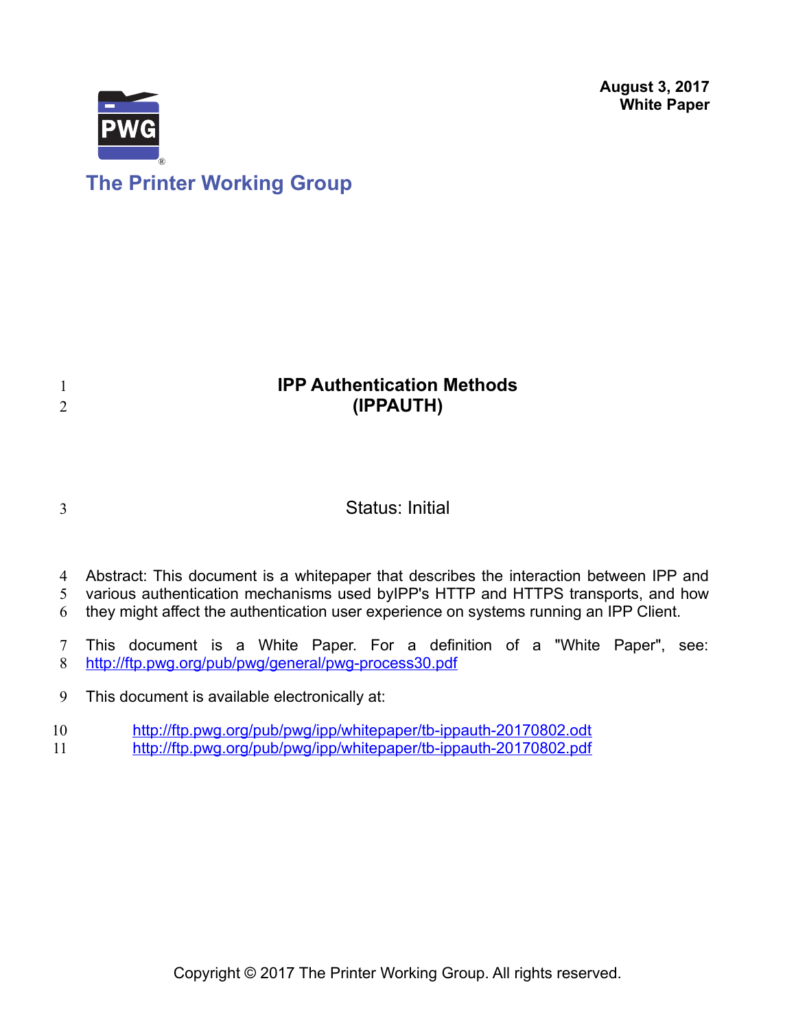**August 3, 2017**
**White Paper**

**The Printer Working Group**

# IPP Authentication Methods (IPPAUTH)

Status: Initial

Abstract: This document is a whitepaper that describes the interaction between IPP and various authentication mechanisms used byIPP's HTTP and HTTPS transports, and how they might affect the authentication user experience on systems running an IPP Client.

This document is a White Paper. For a definition of a "White Paper", see: http://ftp.pwg.org/pub/pwg/general/pwg-process30.pdf

This document is available electronically at:

http://ftp.pwg.org/pub/pwg/ipp/whitepaper/tb-ippauth-20170802.odt
http://ftp.pwg.org/pub/pwg/ipp/whitepaper/tb-ippauth-20170802.pdf

Copyright © 2017 The Printer Working Group. All rights reserved.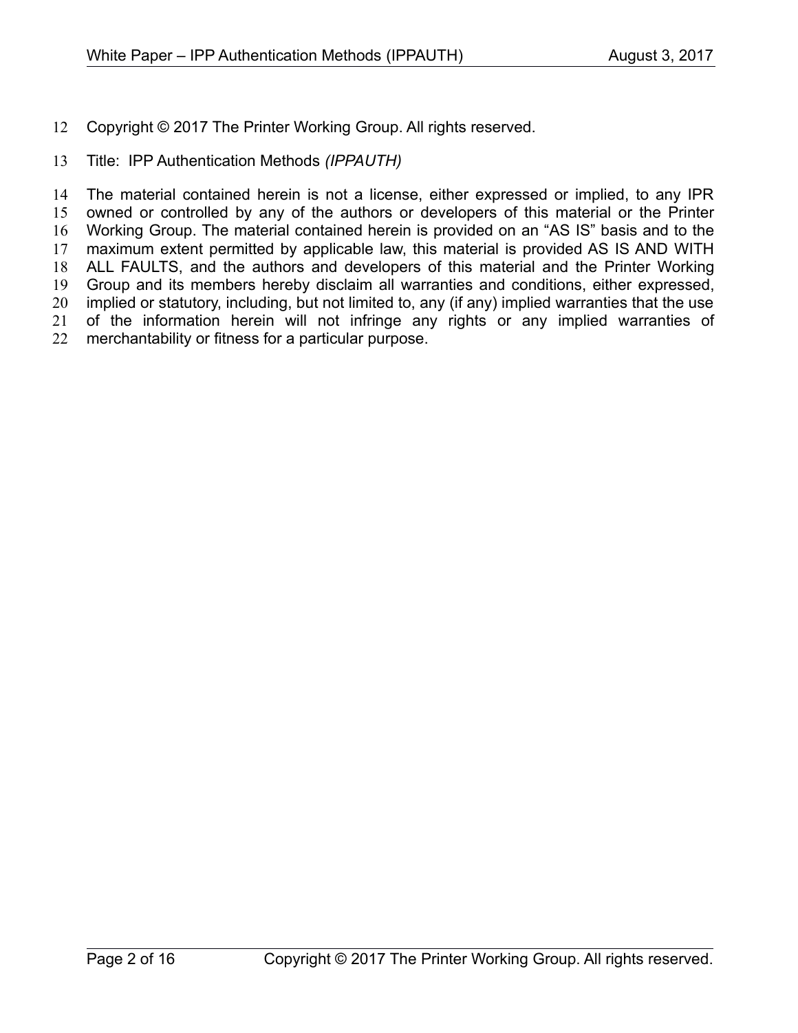Copyright © 2017 The Printer Working Group. All rights reserved.

Title: IPP Authentication Methods *(IPPAUTH)*

The material contained herein is not a license, either expressed or implied, to any IPR owned or controlled by any of the authors or developers of this material or the Printer Working Group. The material contained herein is provided on an "AS IS" basis and to the maximum extent permitted by applicable law, this material is provided AS IS AND WITH ALL FAULTS, and the authors and developers of this material and the Printer Working Group and its members hereby disclaim all warranties and conditions, either expressed, implied or statutory, including, but not limited to, any (if any) implied warranties that the use of the information herein will not infringe any rights or any implied warranties of merchantability or fitness for a particular purpose.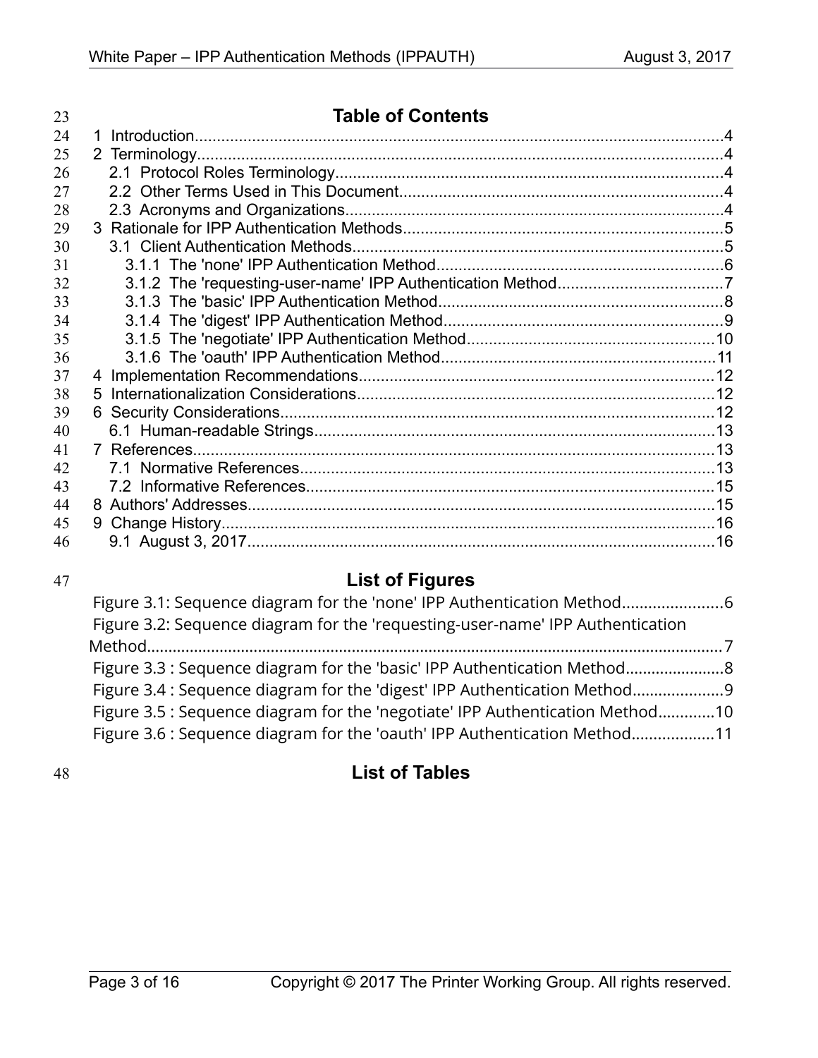## Table of Contents

1 Introduction.....4
2 Terminology.....4
  2.1 Protocol Roles Terminology.....4
  2.2 Other Terms Used in This Document.....4
  2.3 Acronyms and Organizations.....4
3 Rationale for IPP Authentication Methods.....5
  3.1 Client Authentication Methods.....5
    3.1.1 The 'none' IPP Authentication Method.....6
    3.1.2 The 'requesting-user-name' IPP Authentication Method.....7
    3.1.3 The 'basic' IPP Authentication Method.....8
    3.1.4 The 'digest' IPP Authentication Method.....9
    3.1.5 The 'negotiate' IPP Authentication Method.....10
    3.1.6 The 'oauth' IPP Authentication Method.....11
4 Implementation Recommendations.....12
5 Internationalization Considerations.....12
6 Security Considerations.....12
  6.1 Human-readable Strings.....13
7 References.....13
  7.1 Normative References.....13
  7.2 Informative References.....15
8 Authors' Addresses.....15
9 Change History.....16
  9.1 August 3, 2017.....16

## List of Figures

Figure 3.1: Sequence diagram for the 'none' IPP Authentication Method.....6
Figure 3.2: Sequence diagram for the 'requesting-user-name' IPP Authentication Method.....7
Figure 3.3 : Sequence diagram for the 'basic' IPP Authentication Method.....8
Figure 3.4 : Sequence diagram for the 'digest' IPP Authentication Method.....9
Figure 3.5 : Sequence diagram for the 'negotiate' IPP Authentication Method.....10
Figure 3.6 : Sequence diagram for the 'oauth' IPP Authentication Method.....11

## List of Tables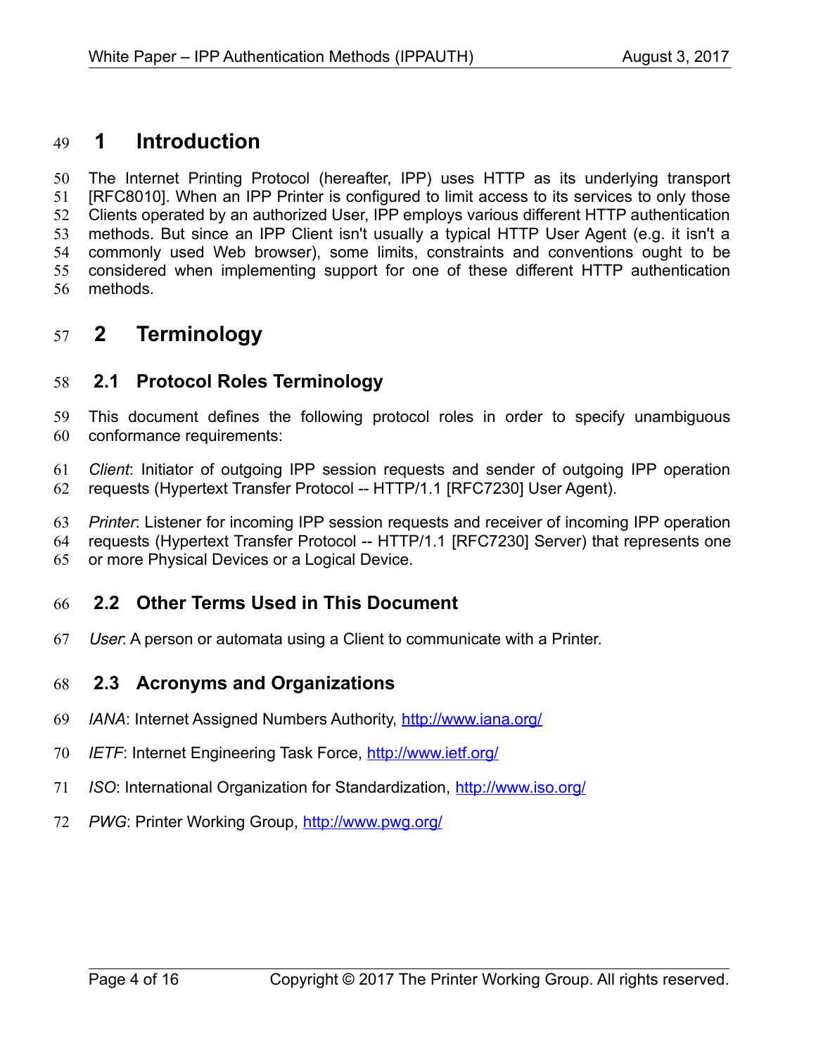# 1 Introduction

The Internet Printing Protocol (hereafter, IPP) uses HTTP as its underlying transport [RFC8010]. When an IPP Printer is configured to limit access to its services to only those Clients operated by an authorized User, IPP employs various different HTTP authentication methods. But since an IPP Client isn't usually a typical HTTP User Agent (e.g. it isn't a commonly used Web browser), some limits, constraints and conventions ought to be considered when implementing support for one of these different HTTP authentication methods.

# 2 Terminology

## 2.1 Protocol Roles Terminology

This document defines the following protocol roles in order to specify unambiguous conformance requirements:

*Client*: Initiator of outgoing IPP session requests and sender of outgoing IPP operation requests (Hypertext Transfer Protocol -- HTTP/1.1 [RFC7230] User Agent).

*Printer*: Listener for incoming IPP session requests and receiver of incoming IPP operation requests (Hypertext Transfer Protocol -- HTTP/1.1 [RFC7230] Server) that represents one or more Physical Devices or a Logical Device.

## 2.2 Other Terms Used in This Document

*User*: A person or automata using a Client to communicate with a Printer.

## 2.3 Acronyms and Organizations

*IANA*: Internet Assigned Numbers Authority, http://www.iana.org/

*IETF*: Internet Engineering Task Force, http://www.ietf.org/

*ISO*: International Organization for Standardization, http://www.iso.org/

*PWG*: Printer Working Group, http://www.pwg.org/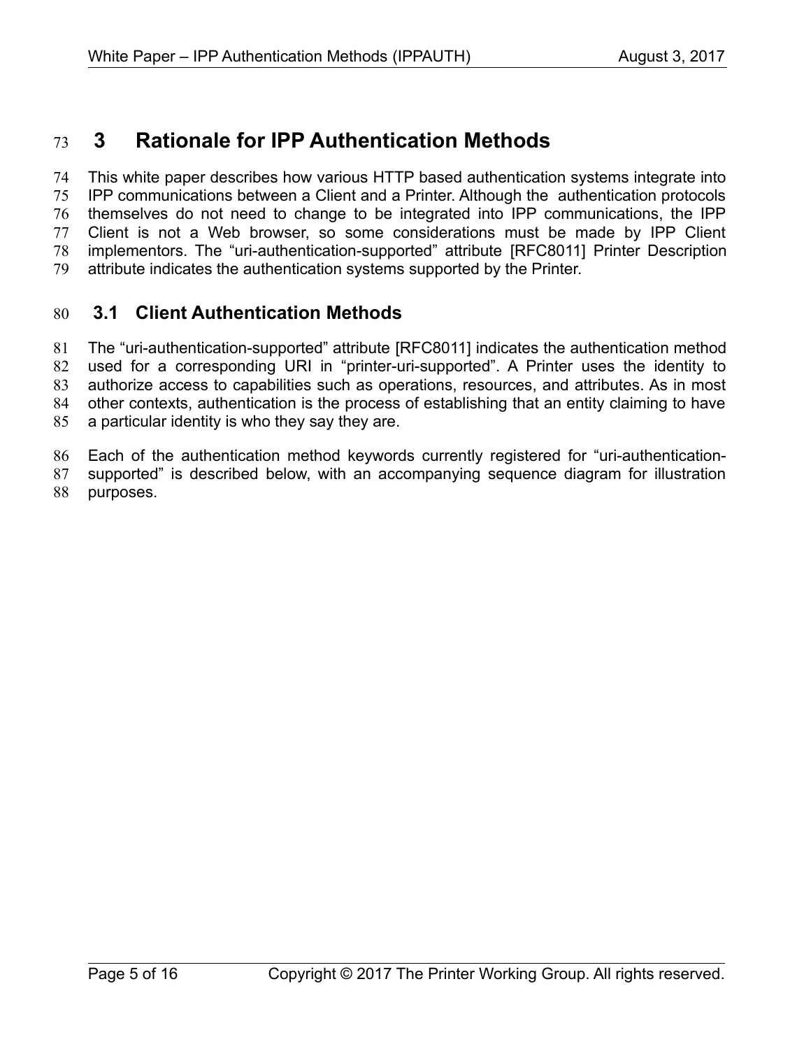# 3 Rationale for IPP Authentication Methods

This white paper describes how various HTTP based authentication systems integrate into IPP communications between a Client and a Printer. Although the authentication protocols themselves do not need to change to be integrated into IPP communications, the IPP Client is not a Web browser, so some considerations must be made by IPP Client implementors. The "uri-authentication-supported" attribute [RFC8011] Printer Description attribute indicates the authentication systems supported by the Printer.

## 3.1 Client Authentication Methods

The "uri-authentication-supported" attribute [RFC8011] indicates the authentication method used for a corresponding URI in "printer-uri-supported". A Printer uses the identity to authorize access to capabilities such as operations, resources, and attributes. As in most other contexts, authentication is the process of establishing that an entity claiming to have a particular identity is who they say they are.

Each of the authentication method keywords currently registered for "uri-authentication-supported" is described below, with an accompanying sequence diagram for illustration purposes.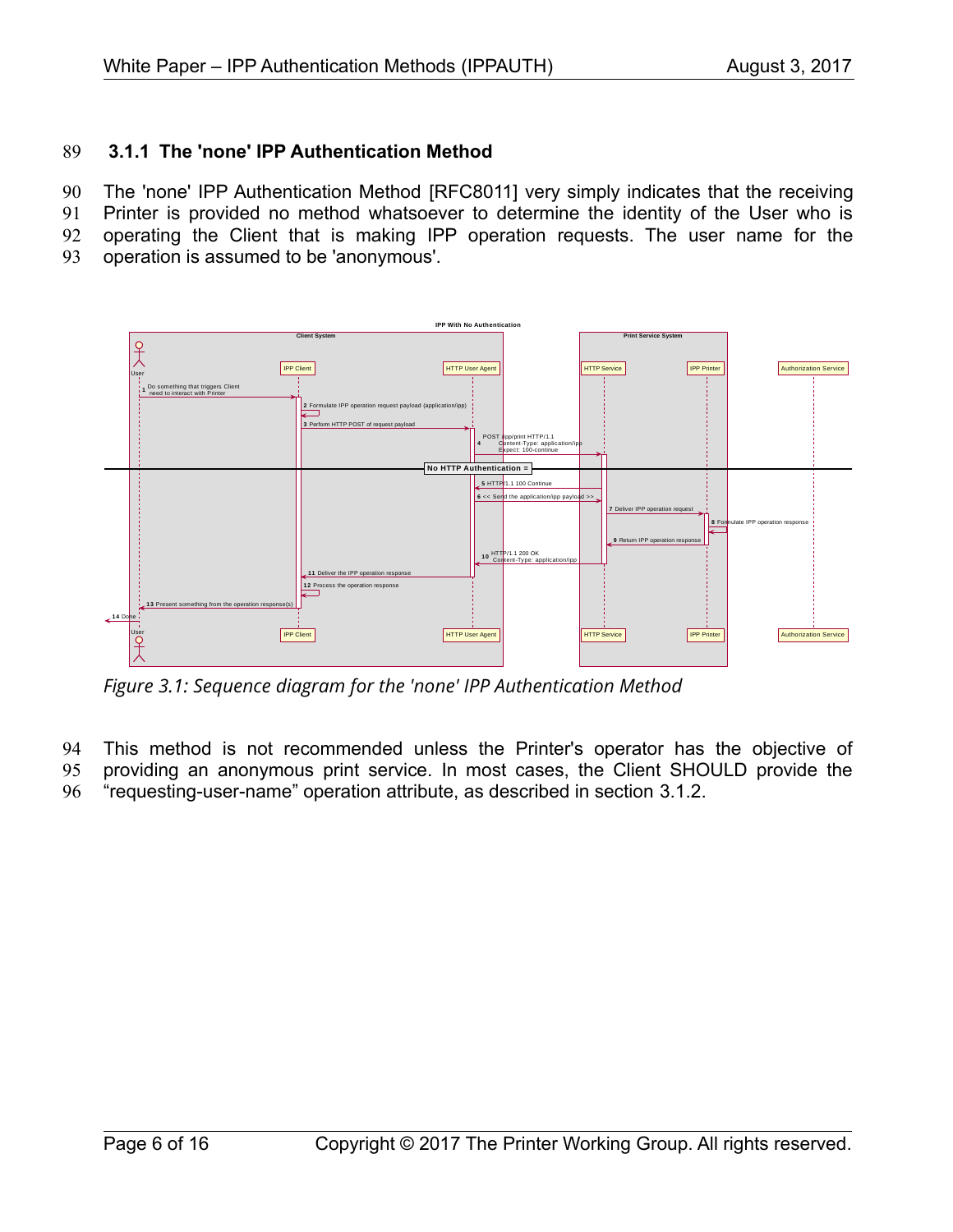### 3.1.1 The 'none' IPP Authentication Method

The 'none' IPP Authentication Method [RFC8011] very simply indicates that the receiving Printer is provided no method whatsoever to determine the identity of the User who is operating the Client that is making IPP operation requests. The user name for the operation is assumed to be 'anonymous'.

*Figure 3.1: Sequence diagram for the 'none' IPP Authentication Method*

This method is not recommended unless the Printer's operator has the objective of providing an anonymous print service. In most cases, the Client SHOULD provide the “requesting-user-name” operation attribute, as described in section 3.1.2.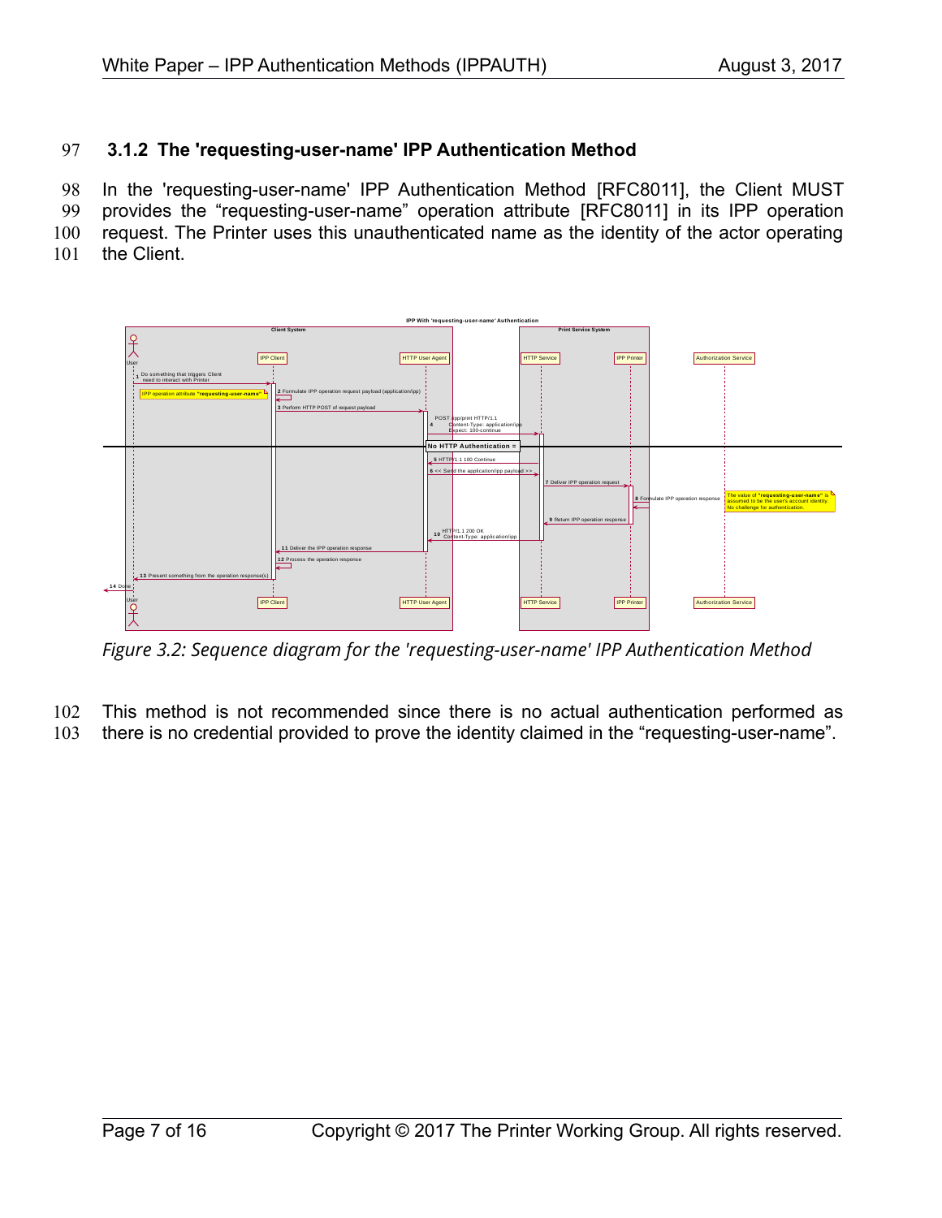### 3.1.2 The 'requesting-user-name' IPP Authentication Method

In the 'requesting-user-name' IPP Authentication Method [RFC8011], the Client MUST provides the “requesting-user-name” operation attribute [RFC8011] in its IPP operation request. The Printer uses this unauthenticated name as the identity of the actor operating the Client.

*Figure 3.2: Sequence diagram for the 'requesting-user-name' IPP Authentication Method*

This method is not recommended since there is no actual authentication performed as there is no credential provided to prove the identity claimed in the “requesting-user-name”.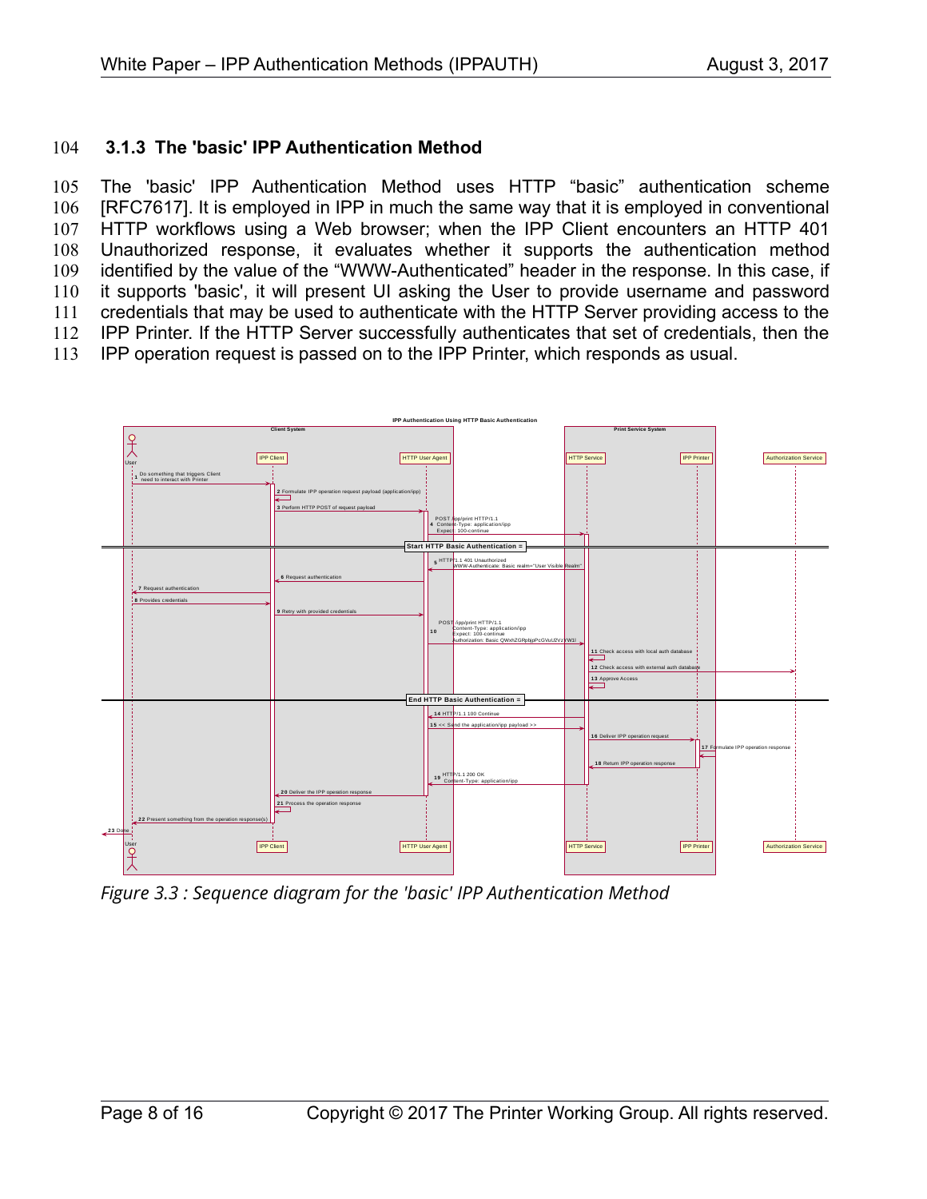### 3.1.3 The 'basic' IPP Authentication Method

The 'basic' IPP Authentication Method uses HTTP "basic" authentication scheme [RFC7617]. It is employed in IPP in much the same way that it is employed in conventional HTTP workflows using a Web browser; when the IPP Client encounters an HTTP 401 Unauthorized response, it evaluates whether it supports the authentication method identified by the value of the "WWW-Authenticated" header in the response. In this case, if it supports 'basic', it will present UI asking the User to provide username and password credentials that may be used to authenticate with the HTTP Server providing access to the IPP Printer. If the HTTP Server successfully authenticates that set of credentials, then the IPP operation request is passed on to the IPP Printer, which responds as usual.

*Figure 3.3 : Sequence diagram for the 'basic' IPP Authentication Method*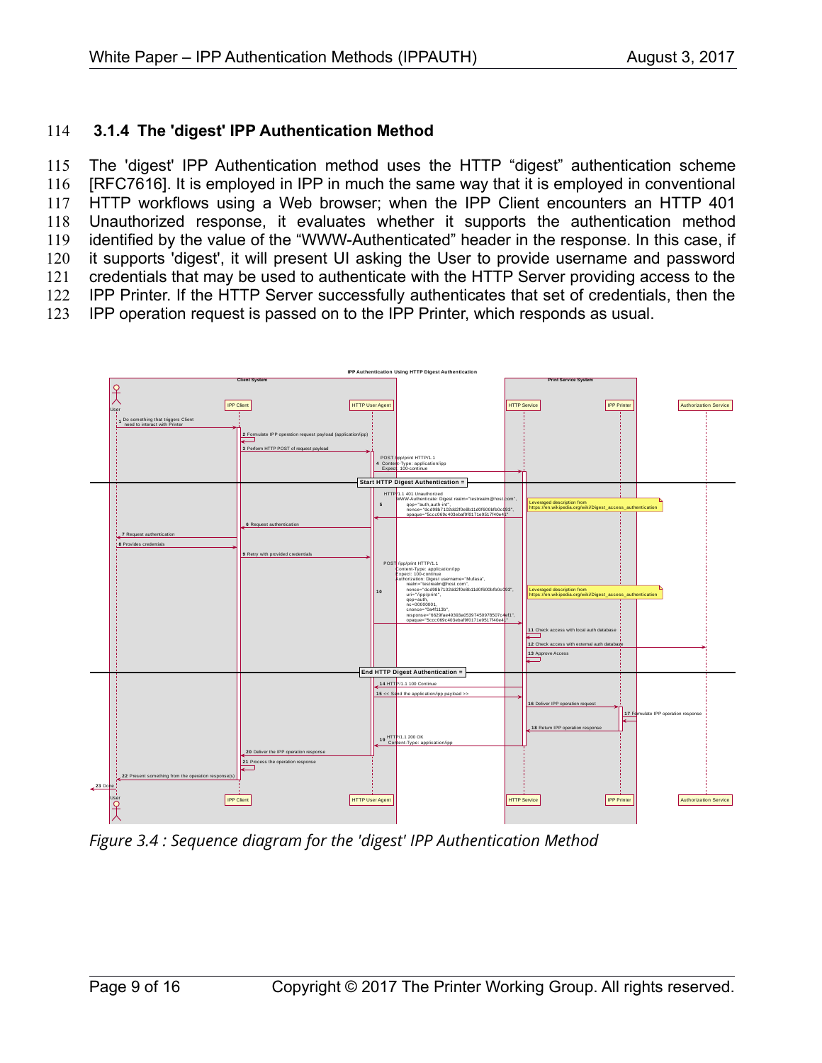### 3.1.4 The 'digest' IPP Authentication Method

The 'digest' IPP Authentication method uses the HTTP “digest” authentication scheme [RFC7616]. It is employed in IPP in much the same way that it is employed in conventional HTTP workflows using a Web browser; when the IPP Client encounters an HTTP 401 Unauthorized response, it evaluates whether it supports the authentication method identified by the value of the “WWW-Authenticated” header in the response. In this case, if it supports 'digest', it will present UI asking the User to provide username and password credentials that may be used to authenticate with the HTTP Server providing access to the IPP Printer. If the HTTP Server successfully authenticates that set of credentials, then the IPP operation request is passed on to the IPP Printer, which responds as usual.

*Figure 3.4 : Sequence diagram for the 'digest' IPP Authentication Method*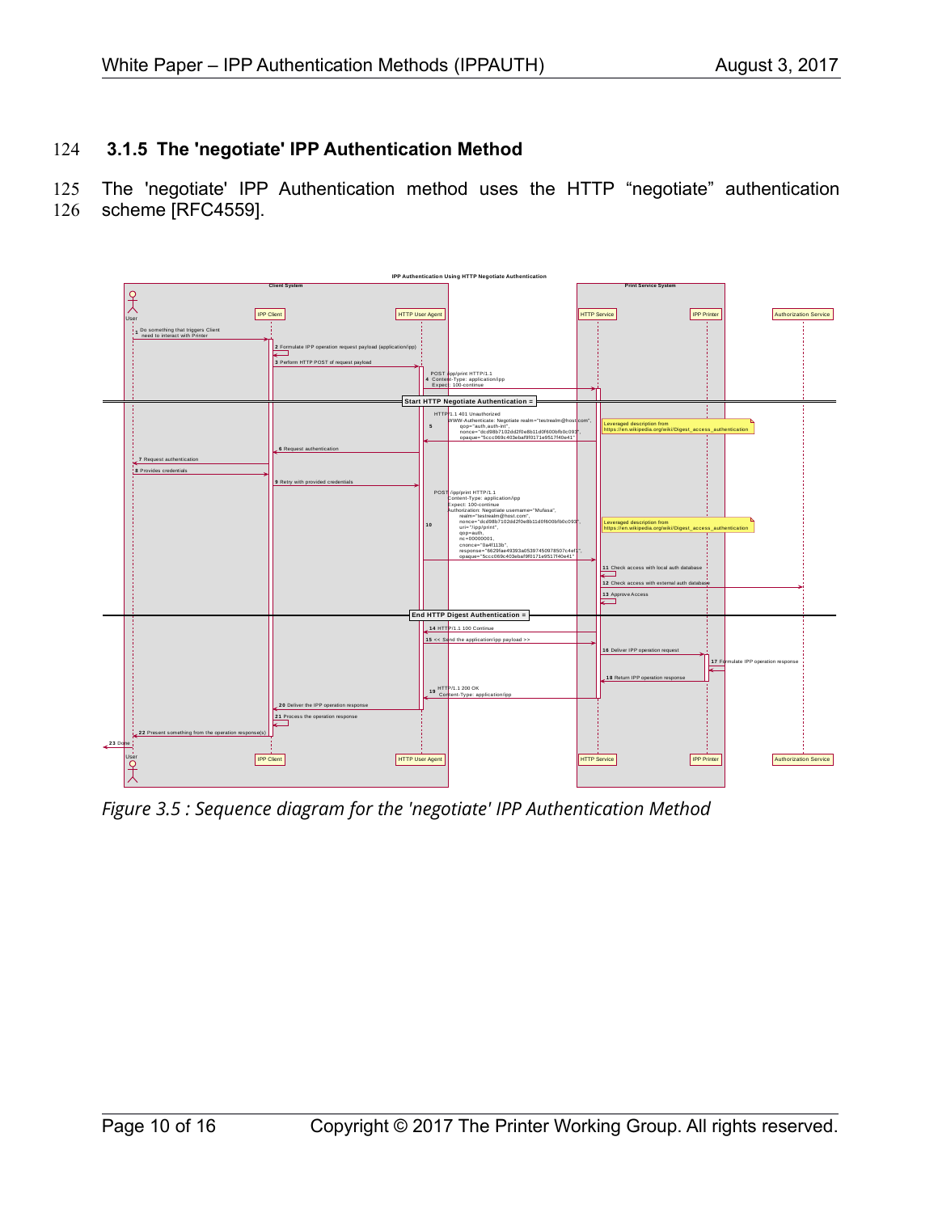### 3.1.5 The 'negotiate' IPP Authentication Method

The 'negotiate' IPP Authentication method uses the HTTP "negotiate" authentication scheme [RFC4559].

*Figure 3.5 : Sequence diagram for the 'negotiate' IPP Authentication Method*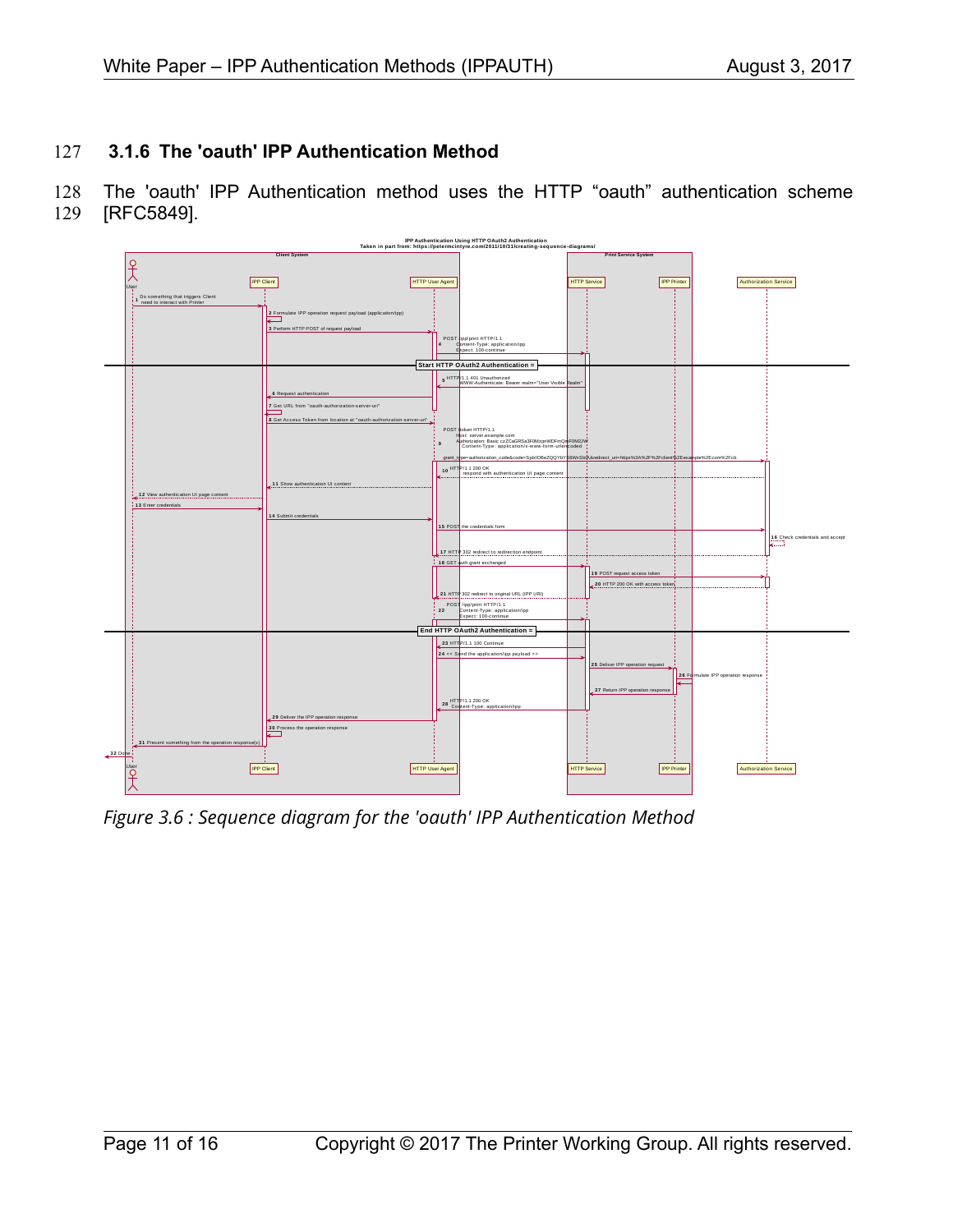### 3.1.6 The 'oauth' IPP Authentication Method

The 'oauth' IPP Authentication method uses the HTTP “oauth” authentication scheme [RFC5849].

*Figure 3.6 : Sequence diagram for the 'oauth' IPP Authentication Method*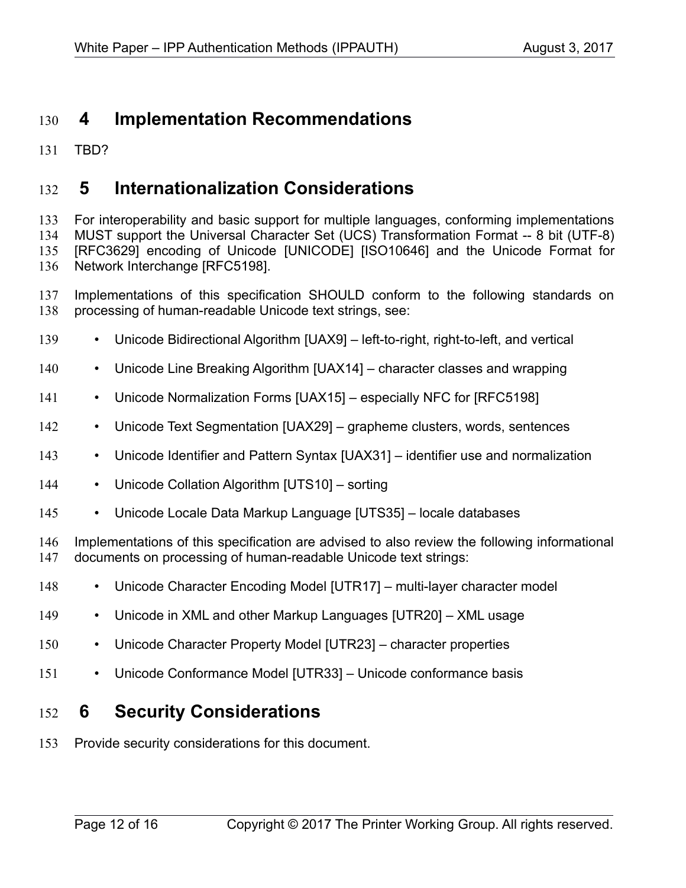# 4 Implementation Recommendations

TBD?

# 5 Internationalization Considerations

For interoperability and basic support for multiple languages, conforming implementations MUST support the Universal Character Set (UCS) Transformation Format -- 8 bit (UTF-8) [RFC3629] encoding of Unicode [UNICODE] [ISO10646] and the Unicode Format for Network Interchange [RFC5198].

Implementations of this specification SHOULD conform to the following standards on processing of human-readable Unicode text strings, see:

- Unicode Bidirectional Algorithm [UAX9] – left-to-right, right-to-left, and vertical
- Unicode Line Breaking Algorithm [UAX14] – character classes and wrapping
- Unicode Normalization Forms [UAX15] – especially NFC for [RFC5198]
- Unicode Text Segmentation [UAX29] – grapheme clusters, words, sentences
- Unicode Identifier and Pattern Syntax [UAX31] – identifier use and normalization
- Unicode Collation Algorithm [UTS10] – sorting
- Unicode Locale Data Markup Language [UTS35] – locale databases

Implementations of this specification are advised to also review the following informational documents on processing of human-readable Unicode text strings:

- Unicode Character Encoding Model [UTR17] – multi-layer character model
- Unicode in XML and other Markup Languages [UTR20] – XML usage
- Unicode Character Property Model [UTR23] – character properties
- Unicode Conformance Model [UTR33] – Unicode conformance basis

# 6 Security Considerations

Provide security considerations for this document.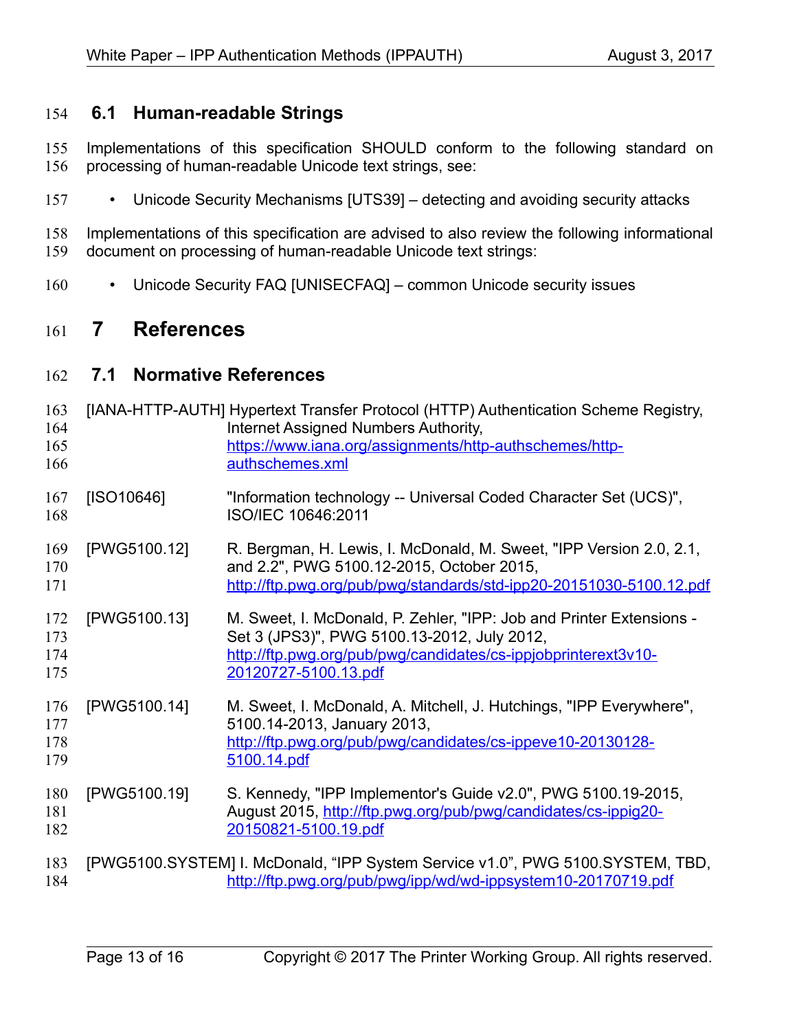## 6.1 Human-readable Strings

Implementations of this specification SHOULD conform to the following standard on processing of human-readable Unicode text strings, see:

- Unicode Security Mechanisms [UTS39] – detecting and avoiding security attacks

Implementations of this specification are advised to also review the following informational document on processing of human-readable Unicode text strings:

- Unicode Security FAQ [UNISECFAQ] – common Unicode security issues

# 7 References

## 7.1 Normative References

[IANA-HTTP-AUTH] Hypertext Transfer Protocol (HTTP) Authentication Scheme Registry, Internet Assigned Numbers Authority, https://www.iana.org/assignments/http-authschemes/http-authschemes.xml

[ISO10646] "Information technology -- Universal Coded Character Set (UCS)", ISO/IEC 10646:2011

[PWG5100.12] R. Bergman, H. Lewis, I. McDonald, M. Sweet, "IPP Version 2.0, 2.1, and 2.2", PWG 5100.12-2015, October 2015, http://ftp.pwg.org/pub/pwg/standards/std-ipp20-20151030-5100.12.pdf

[PWG5100.13] M. Sweet, I. McDonald, P. Zehler, "IPP: Job and Printer Extensions - Set 3 (JPS3)", PWG 5100.13-2012, July 2012, http://ftp.pwg.org/pub/pwg/candidates/cs-ippjobprinterext3v10-20120727-5100.13.pdf

[PWG5100.14] M. Sweet, I. McDonald, A. Mitchell, J. Hutchings, "IPP Everywhere", 5100.14-2013, January 2013, http://ftp.pwg.org/pub/pwg/candidates/cs-ippeve10-20130128-5100.14.pdf

[PWG5100.19] S. Kennedy, "IPP Implementor's Guide v2.0", PWG 5100.19-2015, August 2015, http://ftp.pwg.org/pub/pwg/candidates/cs-ippig20-20150821-5100.19.pdf

[PWG5100.SYSTEM] I. McDonald, “IPP System Service v1.0”, PWG 5100.SYSTEM, TBD, http://ftp.pwg.org/pub/pwg/ipp/wd/wd-ippsystem10-20170719.pdf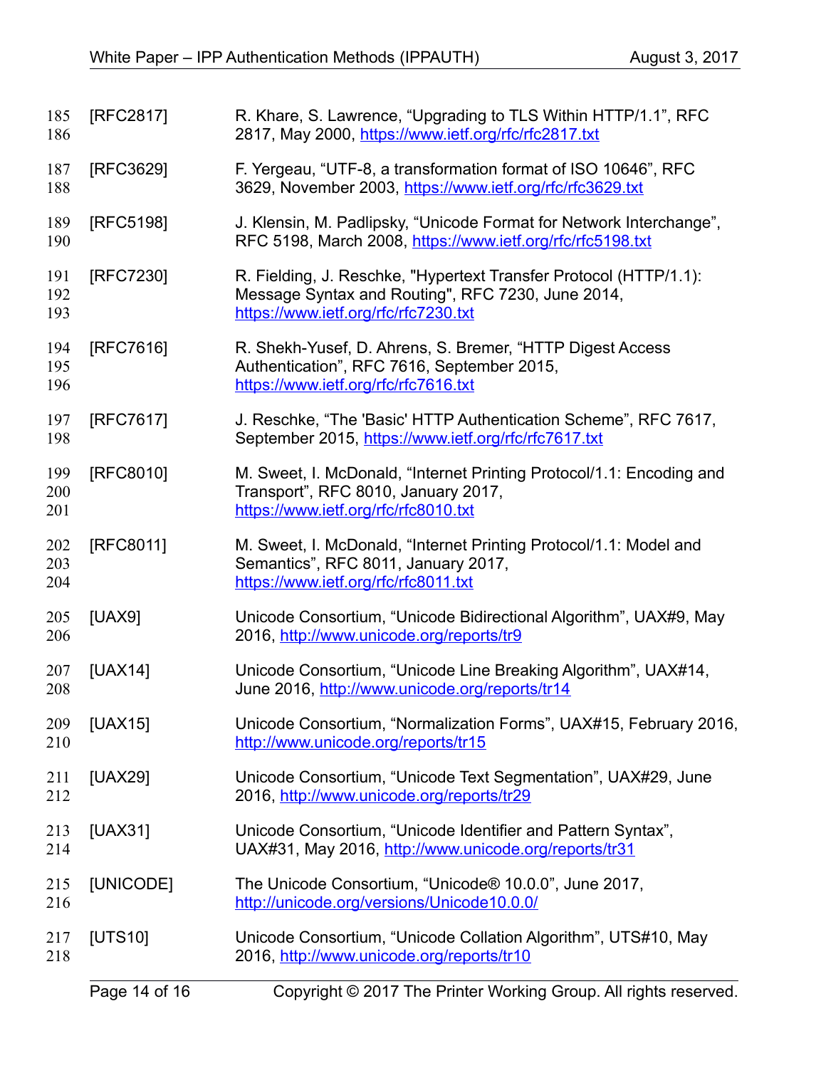[RFC2817] R. Khare, S. Lawrence, “Upgrading to TLS Within HTTP/1.1”, RFC 2817, May 2000, https://www.ietf.org/rfc/rfc2817.txt

[RFC3629] F. Yergeau, “UTF-8, a transformation format of ISO 10646”, RFC 3629, November 2003, https://www.ietf.org/rfc/rfc3629.txt

[RFC5198] J. Klensin, M. Padlipsky, “Unicode Format for Network Interchange”, RFC 5198, March 2008, https://www.ietf.org/rfc/rfc5198.txt

[RFC7230] R. Fielding, J. Reschke, "Hypertext Transfer Protocol (HTTP/1.1): Message Syntax and Routing", RFC 7230, June 2014, https://www.ietf.org/rfc/rfc7230.txt

[RFC7616] R. Shekh-Yusef, D. Ahrens, S. Bremer, “HTTP Digest Access Authentication”, RFC 7616, September 2015, https://www.ietf.org/rfc/rfc7616.txt

[RFC7617] J. Reschke, “The 'Basic' HTTP Authentication Scheme”, RFC 7617, September 2015, https://www.ietf.org/rfc/rfc7617.txt

[RFC8010] M. Sweet, I. McDonald, “Internet Printing Protocol/1.1: Encoding and Transport”, RFC 8010, January 2017, https://www.ietf.org/rfc/rfc8010.txt

[RFC8011] M. Sweet, I. McDonald, “Internet Printing Protocol/1.1: Model and Semantics”, RFC 8011, January 2017, https://www.ietf.org/rfc/rfc8011.txt

[UAX9] Unicode Consortium, “Unicode Bidirectional Algorithm”, UAX#9, May 2016, http://www.unicode.org/reports/tr9

[UAX14] Unicode Consortium, “Unicode Line Breaking Algorithm”, UAX#14, June 2016, http://www.unicode.org/reports/tr14

[UAX15] Unicode Consortium, “Normalization Forms”, UAX#15, February 2016, http://www.unicode.org/reports/tr15

[UAX29] Unicode Consortium, “Unicode Text Segmentation”, UAX#29, June 2016, http://www.unicode.org/reports/tr29

[UAX31] Unicode Consortium, “Unicode Identifier and Pattern Syntax”, UAX#31, May 2016, http://www.unicode.org/reports/tr31

[UNICODE] The Unicode Consortium, “Unicode® 10.0.0”, June 2017, http://unicode.org/versions/Unicode10.0.0/

[UTS10] Unicode Consortium, “Unicode Collation Algorithm”, UTS#10, May 2016, http://www.unicode.org/reports/tr10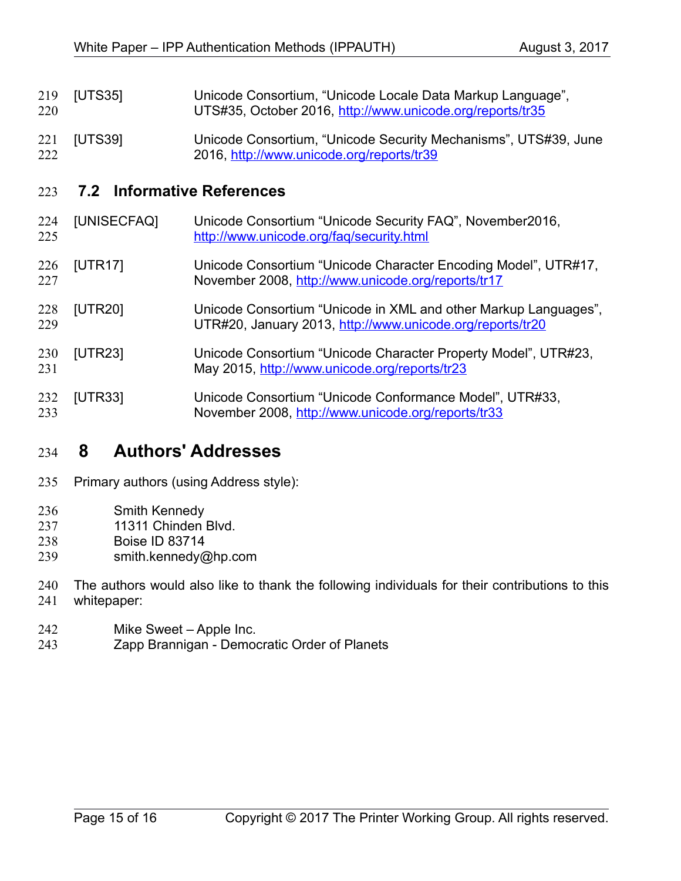[UTS35] Unicode Consortium, “Unicode Locale Data Markup Language”, UTS#35, October 2016, http://www.unicode.org/reports/tr35

[UTS39] Unicode Consortium, “Unicode Security Mechanisms”, UTS#39, June 2016, http://www.unicode.org/reports/tr39

## 7.2 Informative References

[UNISECFAQ] Unicode Consortium “Unicode Security FAQ”, November2016, http://www.unicode.org/faq/security.html

[UTR17] Unicode Consortium “Unicode Character Encoding Model”, UTR#17, November 2008, http://www.unicode.org/reports/tr17

[UTR20] Unicode Consortium “Unicode in XML and other Markup Languages”, UTR#20, January 2013, http://www.unicode.org/reports/tr20

[UTR23] Unicode Consortium “Unicode Character Property Model”, UTR#23, May 2015, http://www.unicode.org/reports/tr23

[UTR33] Unicode Consortium “Unicode Conformance Model”, UTR#33, November 2008, http://www.unicode.org/reports/tr33

# 8 Authors' Addresses

Primary authors (using Address style):

Smith Kennedy
11311 Chinden Blvd.
Boise ID 83714
smith.kennedy@hp.com

The authors would also like to thank the following individuals for their contributions to this whitepaper:

Mike Sweet – Apple Inc.
Zapp Brannigan - Democratic Order of Planets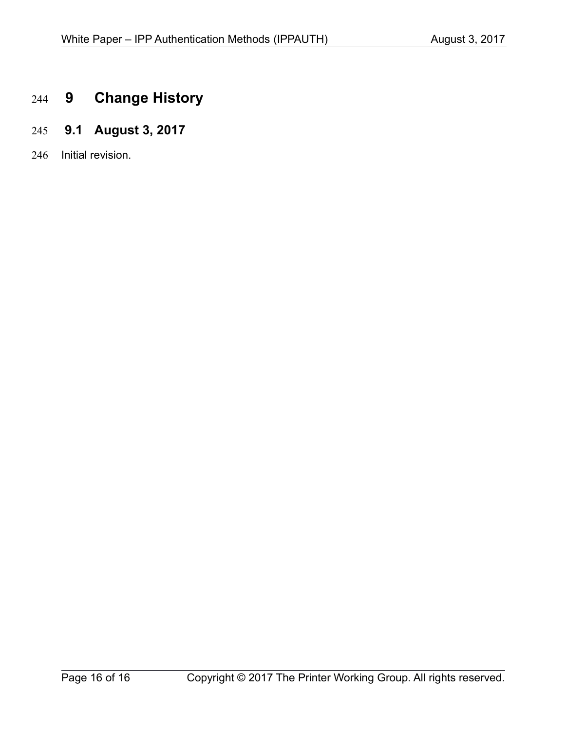# 9 Change History

## 9.1 August 3, 2017

Initial revision.